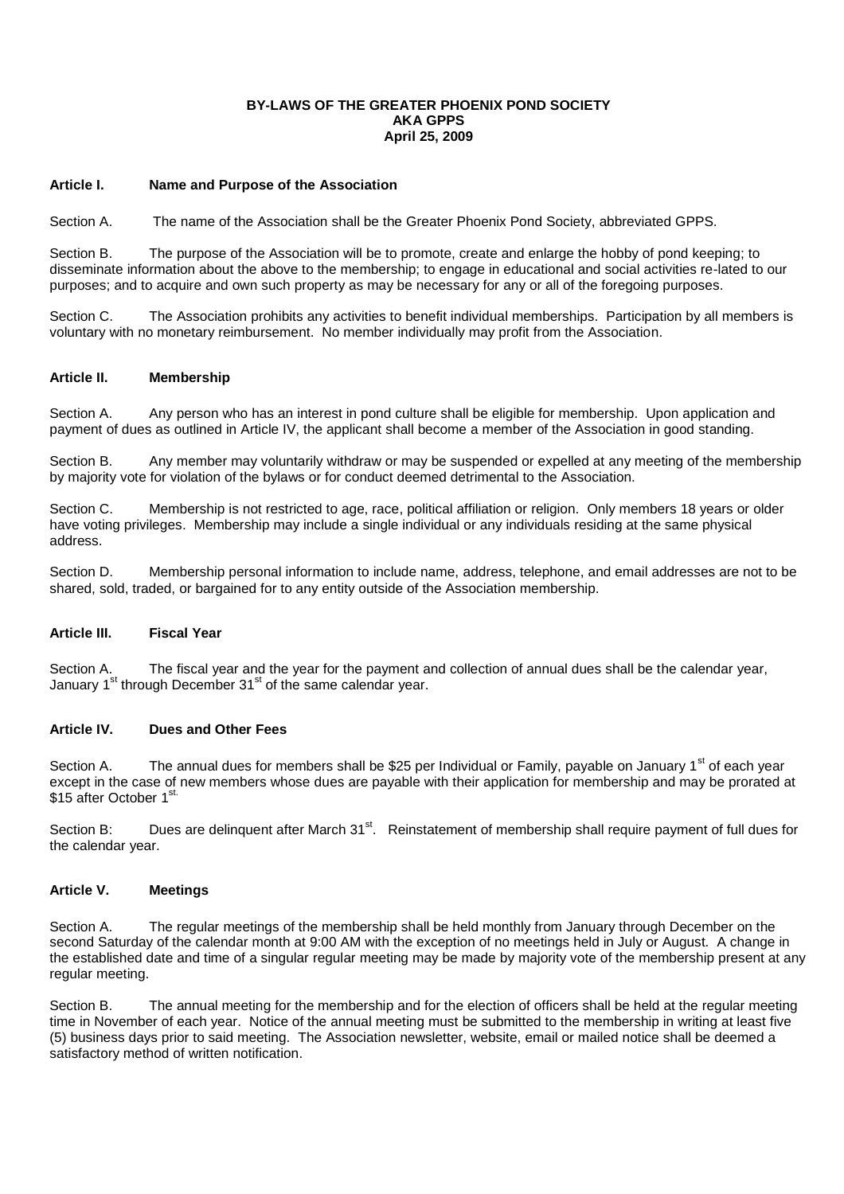# BY-LAWS OF THE GREATER PHOENIX POND SOCIETY
## AKA GPPS
### April 25, 2009

## Article I. Name and Purpose of the Association

Section A. The name of the Association shall be the Greater Phoenix Pond Society, abbreviated GPPS.

Section B. The purpose of the Association will be to promote, create and enlarge the hobby of pond keeping; to disseminate information about the above to the membership; to engage in educational and social activities re-lated to our purposes; and to acquire and own such property as may be necessary for any or all of the foregoing purposes.

Section C. The Association prohibits any activities to benefit individual memberships. Participation by all members is voluntary with no monetary reimbursement. No member individually may profit from the Association.

## Article II. Membership

Section A. Any person who has an interest in pond culture shall be eligible for membership. Upon application and payment of dues as outlined in Article IV, the applicant shall become a member of the Association in good standing.

Section B. Any member may voluntarily withdraw or may be suspended or expelled at any meeting of the membership by majority vote for violation of the bylaws or for conduct deemed detrimental to the Association.

Section C. Membership is not restricted to age, race, political affiliation or religion. Only members 18 years or older have voting privileges. Membership may include a single individual or any individuals residing at the same physical address.

Section D. Membership personal information to include name, address, telephone, and email addresses are not to be shared, sold, traded, or bargained for to any entity outside of the Association membership.

## Article III. Fiscal Year

Section A. The fiscal year and the year for the payment and collection of annual dues shall be the calendar year, January 1st through December 31st of the same calendar year.

## Article IV. Dues and Other Fees

Section A. The annual dues for members shall be $25 per Individual or Family, payable on January 1st of each year except in the case of new members whose dues are payable with their application for membership and may be prorated at $15 after October 1st.

Section B: Dues are delinquent after March 31st. Reinstatement of membership shall require payment of full dues for the calendar year.

## Article V. Meetings

Section A. The regular meetings of the membership shall be held monthly from January through December on the second Saturday of the calendar month at 9:00 AM with the exception of no meetings held in July or August. A change in the established date and time of a singular regular meeting may be made by majority vote of the membership present at any regular meeting.

Section B. The annual meeting for the membership and for the election of officers shall be held at the regular meeting time in November of each year. Notice of the annual meeting must be submitted to the membership in writing at least five (5) business days prior to said meeting. The Association newsletter, website, email or mailed notice shall be deemed a satisfactory method of written notification.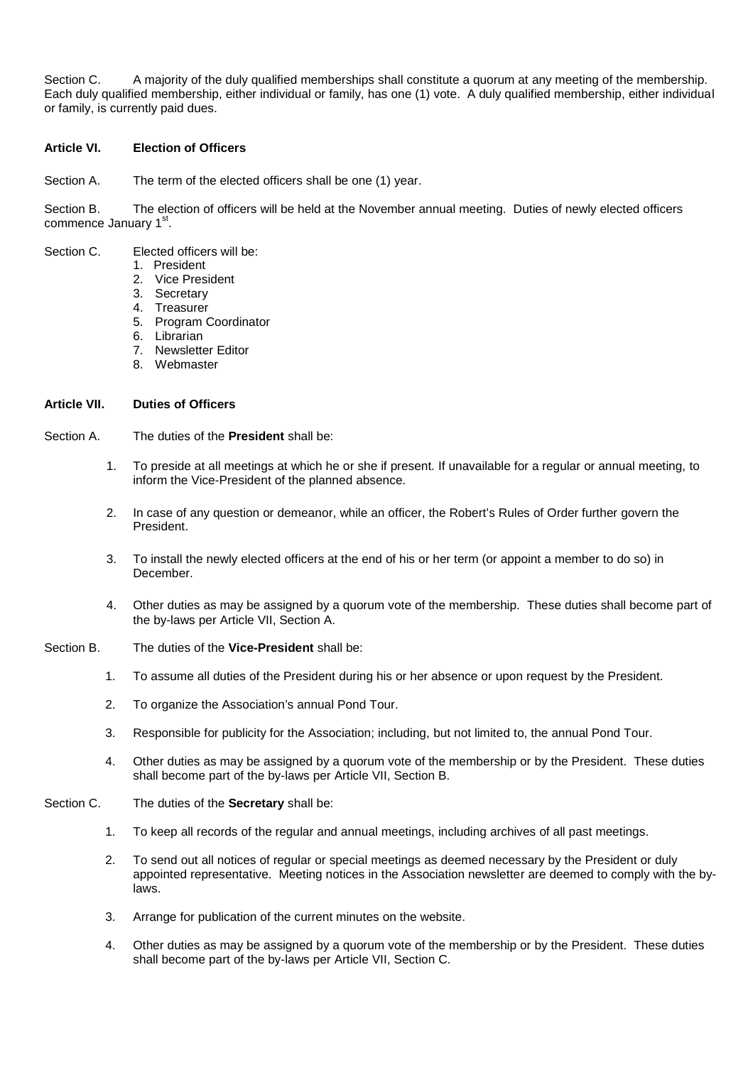Section C. A majority of the duly qualified memberships shall constitute a quorum at any meeting of the membership. Each duly qualified membership, either individual or family, has one (1) vote. A duly qualified membership, either individual or family, is currently paid dues.

### Article VI. Election of Officers

Section A. The term of the elected officers shall be one (1) year.

Section B. The election of officers will be held at the November annual meeting. Duties of newly elected officers commence January 1st.

Section C. Elected officers will be:

1. President
2. Vice President
3. Secretary
4. Treasurer
5. Program Coordinator
6. Librarian
7. Newsletter Editor
8. Webmaster

### Article VII. Duties of Officers

Section A. The duties of the **President** shall be:

1. To preside at all meetings at which he or she if present. If unavailable for a regular or annual meeting, to inform the Vice-President of the planned absence.

2. In case of any question or demeanor, while an officer, the Robert's Rules of Order further govern the President.

3. To install the newly elected officers at the end of his or her term (or appoint a member to do so) in December.

4. Other duties as may be assigned by a quorum vote of the membership. These duties shall become part of the by-laws per Article VII, Section A.

Section B. The duties of the **Vice-President** shall be:

1. To assume all duties of the President during his or her absence or upon request by the President.

2. To organize the Association's annual Pond Tour.

3. Responsible for publicity for the Association; including, but not limited to, the annual Pond Tour.

4. Other duties as may be assigned by a quorum vote of the membership or by the President. These duties shall become part of the by-laws per Article VII, Section B.

Section C. The duties of the **Secretary** shall be:

1. To keep all records of the regular and annual meetings, including archives of all past meetings.

2. To send out all notices of regular or special meetings as deemed necessary by the President or duly appointed representative. Meeting notices in the Association newsletter are deemed to comply with the by-laws.

3. Arrange for publication of the current minutes on the website.

4. Other duties as may be assigned by a quorum vote of the membership or by the President. These duties shall become part of the by-laws per Article VII, Section C.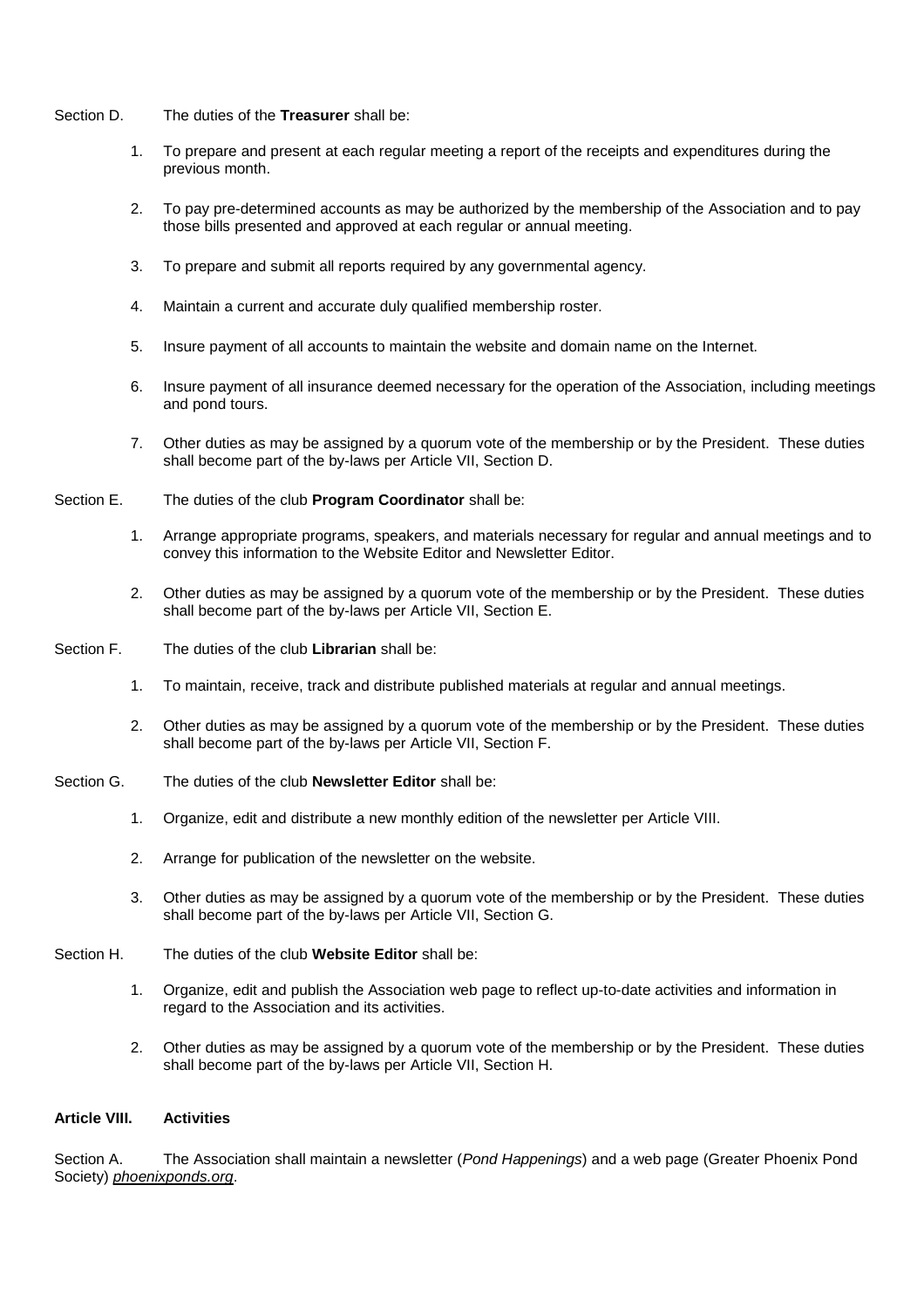Section D. The duties of the **Treasurer** shall be:

1. To prepare and present at each regular meeting a report of the receipts and expenditures during the previous month.

2. To pay pre-determined accounts as may be authorized by the membership of the Association and to pay those bills presented and approved at each regular or annual meeting.

3. To prepare and submit all reports required by any governmental agency.

4. Maintain a current and accurate duly qualified membership roster.

5. Insure payment of all accounts to maintain the website and domain name on the Internet.

6. Insure payment of all insurance deemed necessary for the operation of the Association, including meetings and pond tours.

7. Other duties as may be assigned by a quorum vote of the membership or by the President. These duties shall become part of the by-laws per Article VII, Section D.

Section E. The duties of the club **Program Coordinator** shall be:

1. Arrange appropriate programs, speakers, and materials necessary for regular and annual meetings and to convey this information to the Website Editor and Newsletter Editor.

2. Other duties as may be assigned by a quorum vote of the membership or by the President. These duties shall become part of the by-laws per Article VII, Section E.

Section F. The duties of the club **Librarian** shall be:

1. To maintain, receive, track and distribute published materials at regular and annual meetings.

2. Other duties as may be assigned by a quorum vote of the membership or by the President. These duties shall become part of the by-laws per Article VII, Section F.

Section G. The duties of the club **Newsletter Editor** shall be:

1. Organize, edit and distribute a new monthly edition of the newsletter per Article VIII.

2. Arrange for publication of the newsletter on the website.

3. Other duties as may be assigned by a quorum vote of the membership or by the President. These duties shall become part of the by-laws per Article VII, Section G.

Section H. The duties of the club **Website Editor** shall be:

1. Organize, edit and publish the Association web page to reflect up-to-date activities and information in regard to the Association and its activities.

2. Other duties as may be assigned by a quorum vote of the membership or by the President. These duties shall become part of the by-laws per Article VII, Section H.

**Article VIII. Activities**

Section A. The Association shall maintain a newsletter (*Pond Happenings*) and a web page (Greater Phoenix Pond Society) *phoenixponds.org*.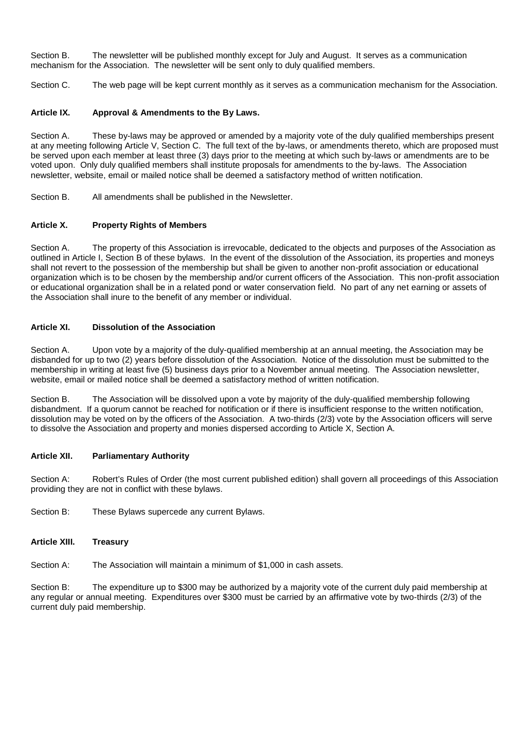Section B. The newsletter will be published monthly except for July and August. It serves as a communication mechanism for the Association. The newsletter will be sent only to duly qualified members.

Section C. The web page will be kept current monthly as it serves as a communication mechanism for the Association.

### Article IX. Approval & Amendments to the By Laws.

Section A. These by-laws may be approved or amended by a majority vote of the duly qualified memberships present at any meeting following Article V, Section C. The full text of the by-laws, or amendments thereto, which are proposed must be served upon each member at least three (3) days prior to the meeting at which such by-laws or amendments are to be voted upon. Only duly qualified members shall institute proposals for amendments to the by-laws. The Association newsletter, website, email or mailed notice shall be deemed a satisfactory method of written notification.

Section B. All amendments shall be published in the Newsletter.

### Article X. Property Rights of Members

Section A. The property of this Association is irrevocable, dedicated to the objects and purposes of the Association as outlined in Article I, Section B of these bylaws. In the event of the dissolution of the Association, its properties and moneys shall not revert to the possession of the membership but shall be given to another non-profit association or educational organization which is to be chosen by the membership and/or current officers of the Association. This non-profit association or educational organization shall be in a related pond or water conservation field. No part of any net earning or assets of the Association shall inure to the benefit of any member or individual.

### Article XI. Dissolution of the Association

Section A. Upon vote by a majority of the duly-qualified membership at an annual meeting, the Association may be disbanded for up to two (2) years before dissolution of the Association. Notice of the dissolution must be submitted to the membership in writing at least five (5) business days prior to a November annual meeting. The Association newsletter, website, email or mailed notice shall be deemed a satisfactory method of written notification.

Section B. The Association will be dissolved upon a vote by majority of the duly-qualified membership following disbandment. If a quorum cannot be reached for notification or if there is insufficient response to the written notification, dissolution may be voted on by the officers of the Association. A two-thirds (2/3) vote by the Association officers will serve to dissolve the Association and property and monies dispersed according to Article X, Section A.

### Article XII. Parliamentary Authority

Section A: Robert's Rules of Order (the most current published edition) shall govern all proceedings of this Association providing they are not in conflict with these bylaws.

Section B: These Bylaws supercede any current Bylaws.

### Article XIII. Treasury

Section A: The Association will maintain a minimum of $1,000 in cash assets.

Section B: The expenditure up to $300 may be authorized by a majority vote of the current duly paid membership at any regular or annual meeting. Expenditures over $300 must be carried by an affirmative vote by two-thirds (2/3) of the current duly paid membership.